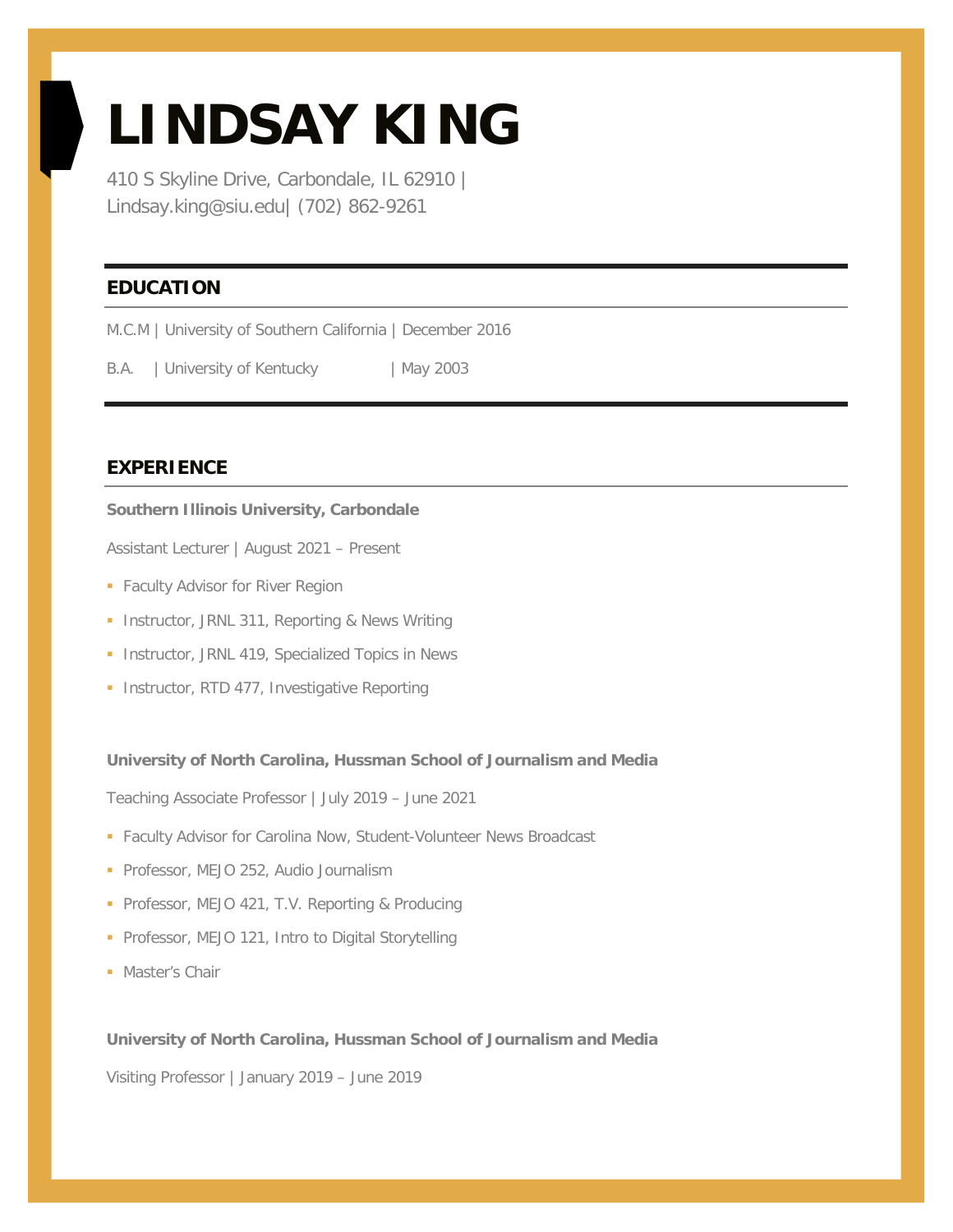# LINDSAY KING

410 S Skyline Drive, Carbondale, IL 62910 |
Lindsay.king@siu.edu| (702) 862-9261

## EDUCATION

M.C.M | University of Southern California | December 2016

B.A. | University of Kentucky | May 2003

## EXPERIENCE

**Southern Illinois University, Carbondale**

Assistant Lecturer | August 2021 – Present

- Faculty Advisor for River Region
- Instructor, JRNL 311, Reporting & News Writing
- Instructor, JRNL 419, Specialized Topics in News
- Instructor, RTD 477, Investigative Reporting

**University of North Carolina, Hussman School of Journalism and Media**

Teaching Associate Professor | July 2019 – June 2021

- Faculty Advisor for Carolina Now, Student-Volunteer News Broadcast
- Professor, MEJO 252, Audio Journalism
- Professor, MEJO 421, T.V. Reporting & Producing
- Professor, MEJO 121, Intro to Digital Storytelling
- Master's Chair

**University of North Carolina, Hussman School of Journalism and Media**

Visiting Professor | January 2019 – June 2019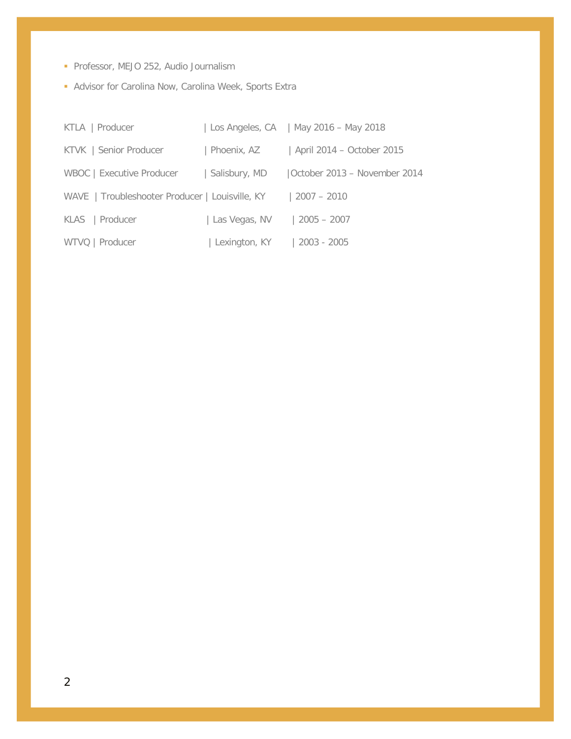- Professor, MEJO 252, Audio Journalism
- Advisor for Carolina Now, Carolina Week, Sports Extra

KTLA | Producer | Los Angeles, CA | May 2016 – May 2018

KTVK | Senior Producer | Phoenix, AZ | April 2014 – October 2015

WBOC | Executive Producer | Salisbury, MD |October 2013 – November 2014

WAVE | Troubleshooter Producer | Louisville, KY | 2007 – 2010

KLAS | Producer | Las Vegas, NV | 2005 – 2007

WTVQ | Producer | Lexington, KY | 2003 - 2005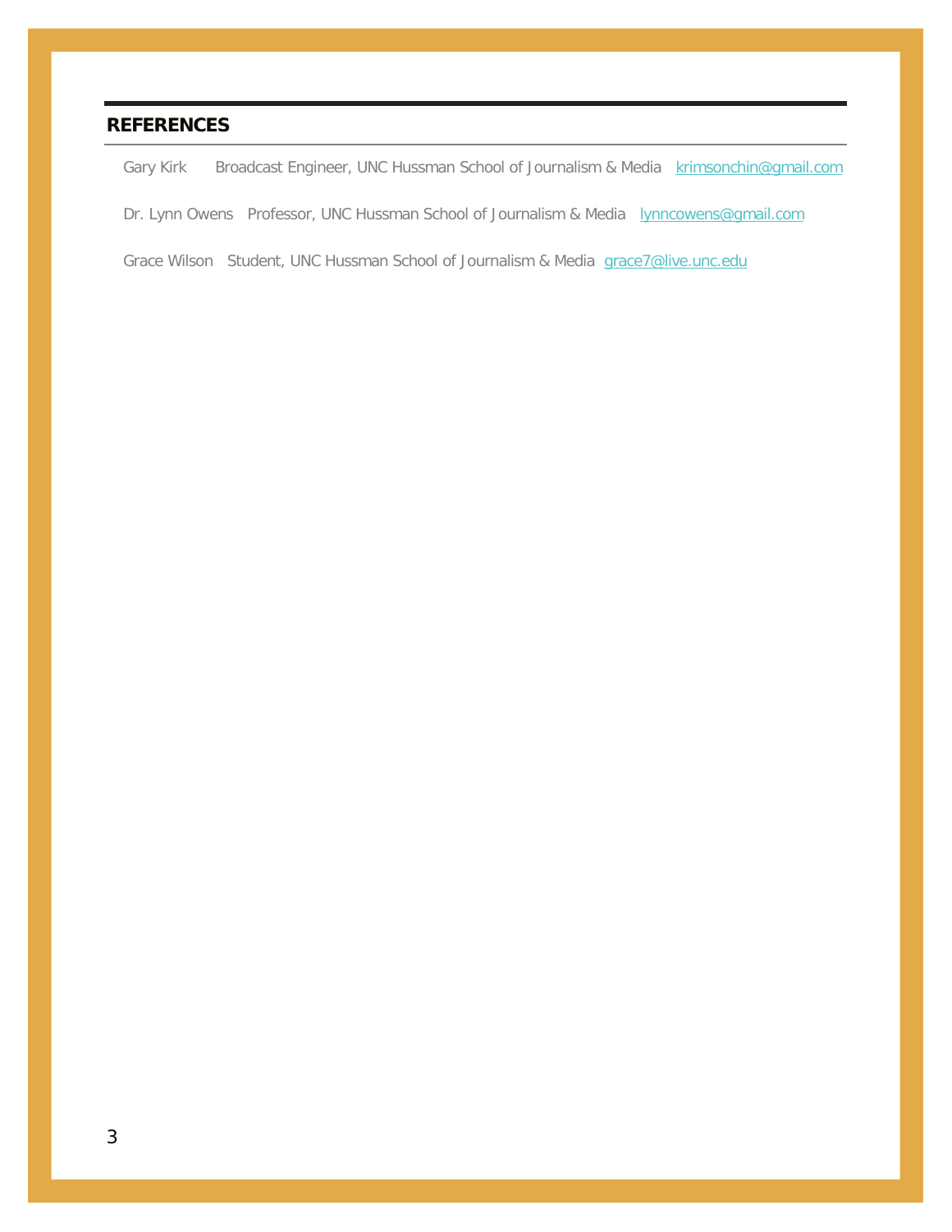## REFERENCES

Gary Kirk Broadcast Engineer, UNC Hussman School of Journalism & Media krimsonchin@gmail.com

Dr. Lynn Owens Professor, UNC Hussman School of Journalism & Media lynncowens@gmail.com

Grace Wilson Student, UNC Hussman School of Journalism & Media grace7@live.unc.edu